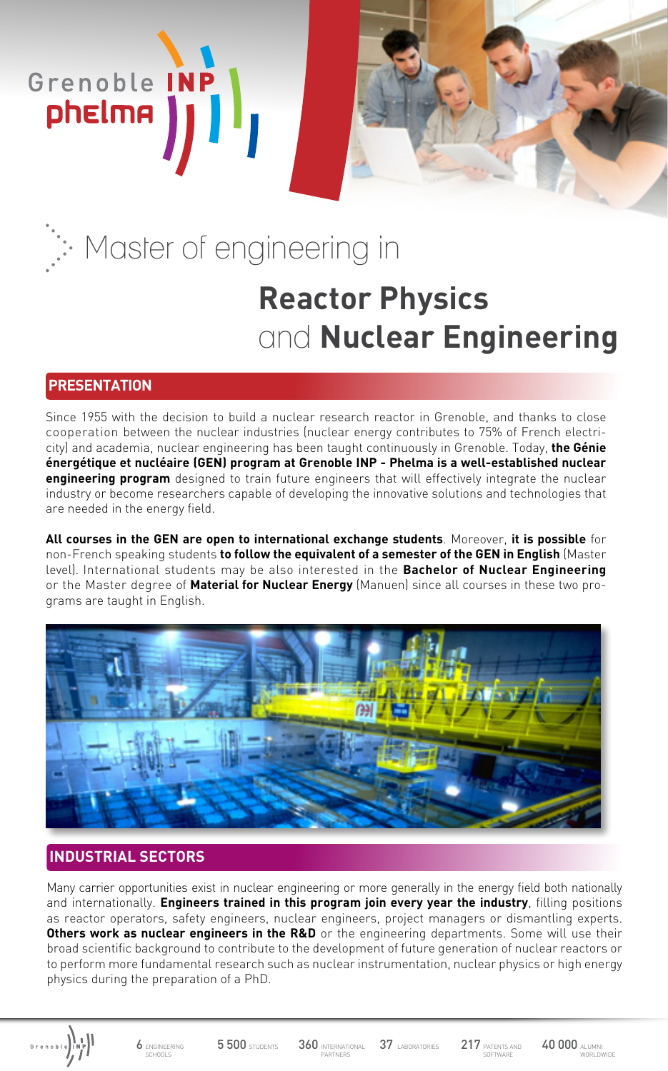Grenoble INP
phelma

# Master of engineering in

# Reactor Physics and Nuclear Engineering

## PRESENTATION

Since 1955 with the decision to build a nuclear research reactor in Grenoble, and thanks to close cooperation between the nuclear industries (nuclear energy contributes to 75% of French electricity) and academia, nuclear engineering has been taught continuously in Grenoble. Today, **the Génie énergétique et nucléaire (GEN) program at Grenoble INP - Phelma is a well-established nuclear engineering program** designed to train future engineers that will effectively integrate the nuclear industry or become researchers capable of developing the innovative solutions and technologies that are needed in the energy field.

**All courses in the GEN are open to international exchange students**. Moreover, **it is possible** for non-French speaking students **to follow the equivalent of a semester of the GEN in English** (Master level). International students may be also interested in the **Bachelor of Nuclear Engineering** or the Master degree of **Material for Nuclear Energy** (Manuen) since all courses in these two programs are taught in English.

## INDUSTRIAL SECTORS

Many carrier opportunities exist in nuclear engineering or more generally in the energy field both nationally and internationally. **Engineers trained in this program join every year the industry**, filling positions as reactor operators, safety engineers, nuclear engineers, project managers or dismantling experts. **Others work as nuclear engineers in the R&D** or the engineering departments. Some will use their broad scientific background to contribute to the development of future generation of nuclear reactors or to perform more fundamental research such as nuclear instrumentation, nuclear physics or high energy physics during the preparation of a PhD.

6 ENGINEERING SCHOOLS | 5 500 STUDENTS | 360 INTERNATIONAL PARTNERS | 37 LABORATORIES | 217 PATENTS AND SOFTWARE | 40 000 ALUMNI WORLDWIDE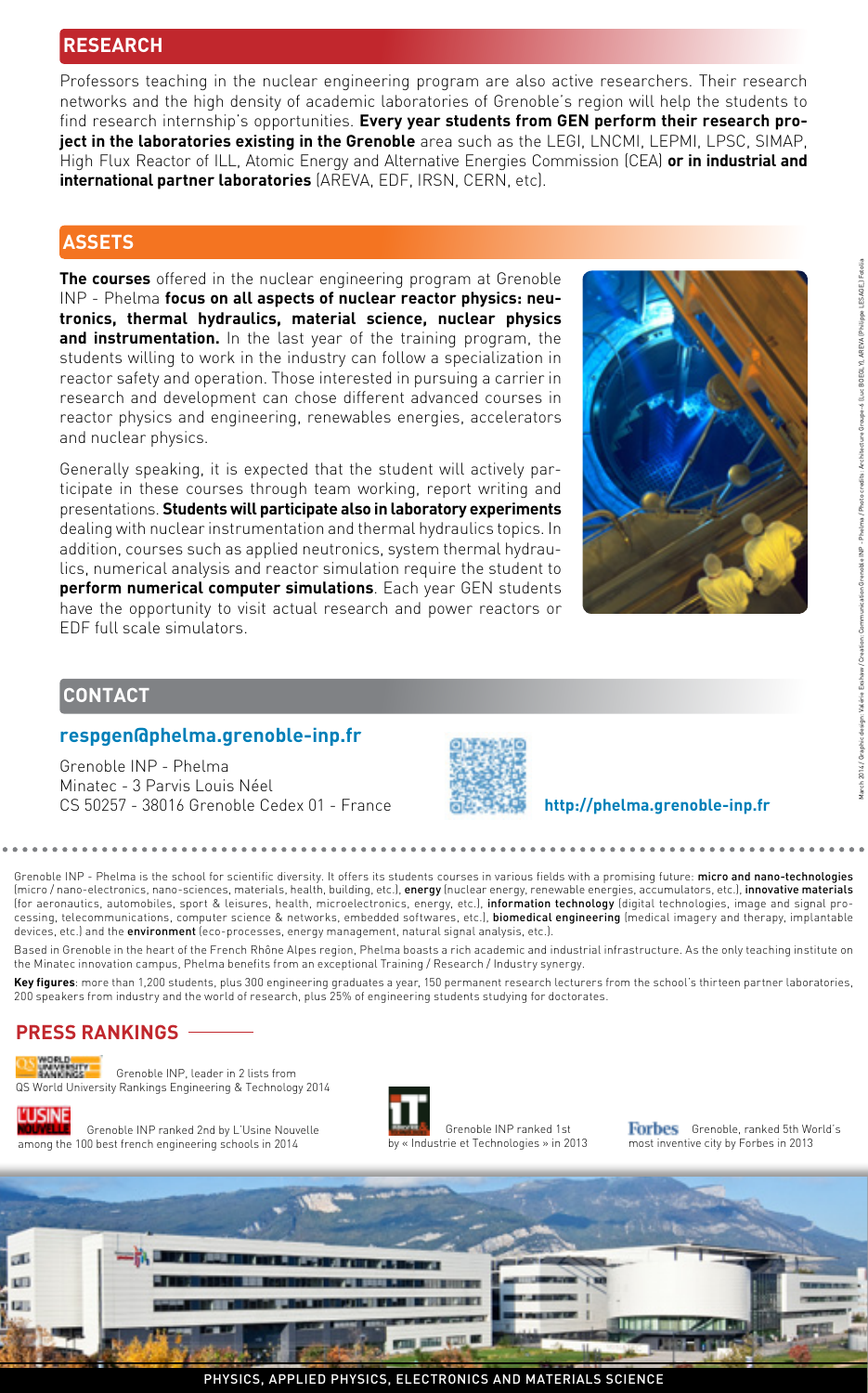## RESEARCH

Professors teaching in the nuclear engineering program are also active researchers. Their research networks and the high density of academic laboratories of Grenoble's region will help the students to find research internship's opportunities. **Every year students from GEN perform their research project in the laboratories existing in the Grenoble** area such as the LEGI, LNCMI, LEPMI, LPSC, SIMAP, High Flux Reactor of ILL, Atomic Energy and Alternative Energies Commission (CEA) **or in industrial and international partner laboratories** (AREVA, EDF, IRSN, CERN, etc).

## ASSETS

**The courses** offered in the nuclear engineering program at Grenoble INP - Phelma **focus on all aspects of nuclear reactor physics: neutronics, thermal hydraulics, material science, nuclear physics and instrumentation.** In the last year of the training program, the students willing to work in the industry can follow a specialization in reactor safety and operation. Those interested in pursuing a carrier in research and development can chose different advanced courses in reactor physics and engineering, renewables energies, accelerators and nuclear physics.

Generally speaking, it is expected that the student will actively participate in these courses through team working, report writing and presentations. **Students will participate also in laboratory experiments** dealing with nuclear instrumentation and thermal hydraulics topics. In addition, courses such as applied neutronics, system thermal hydraulics, numerical analysis and reactor simulation require the student to **perform numerical computer simulations**. Each year GEN students have the opportunity to visit actual research and power reactors or EDF full scale simulators.

## CONTACT

**respgen@phelma.grenoble-inp.fr**

Grenoble INP - Phelma
Minatec - 3 Parvis Louis Néel
CS 50257 - 38016 Grenoble Cedex 01 - France

**http://phelma.grenoble-inp.fr**

Grenoble INP - Phelma is the school for scientific diversity. It offers its students courses in various fields with a promising future: **micro and nano-technologies** (micro / nano-electronics, nano-sciences, materials, health, building, etc.), **energy** (nuclear energy, renewable energies, accumulators, etc.), **innovative materials** (for aeronautics, automobiles, sport & leisures, health, microelectronics, energy, etc.), **information technology** (digital technologies, image and signal processing, telecommunications, computer science & networks, embedded softwares, etc.), **biomedical engineering** (medical imagery and therapy, implantable devices, etc.) and the **environment** (eco-processes, energy management, natural signal analysis, etc.).

Based in Grenoble in the heart of the French Rhône Alpes region, Phelma boasts a rich academic and industrial infrastructure. As the only teaching institute on the Minatec innovation campus, Phelma benefits from an exceptional Training / Research / Industry synergy.

**Key figures**: more than 1,200 students, plus 300 engineering graduates a year, 150 permanent research lecturers from the school's thirteen partner laboratories, 200 speakers from industry and the world of research, plus 25% of engineering students studying for doctorates.

## PRESS RANKINGS

Grenoble INP, leader in 2 lists from QS World University Rankings Engineering & Technology 2014

Grenoble INP ranked 2nd by L'Usine Nouvelle among the 100 best french engineering schools in 2014

Grenoble INP ranked 1st by « Industrie et Technologies » in 2013

Grenoble, ranked 5th World's most inventive city by Forbes in 2013

PHYSICS, APPLIED PHYSICS, ELECTRONICS AND MATERIALS SCIENCE